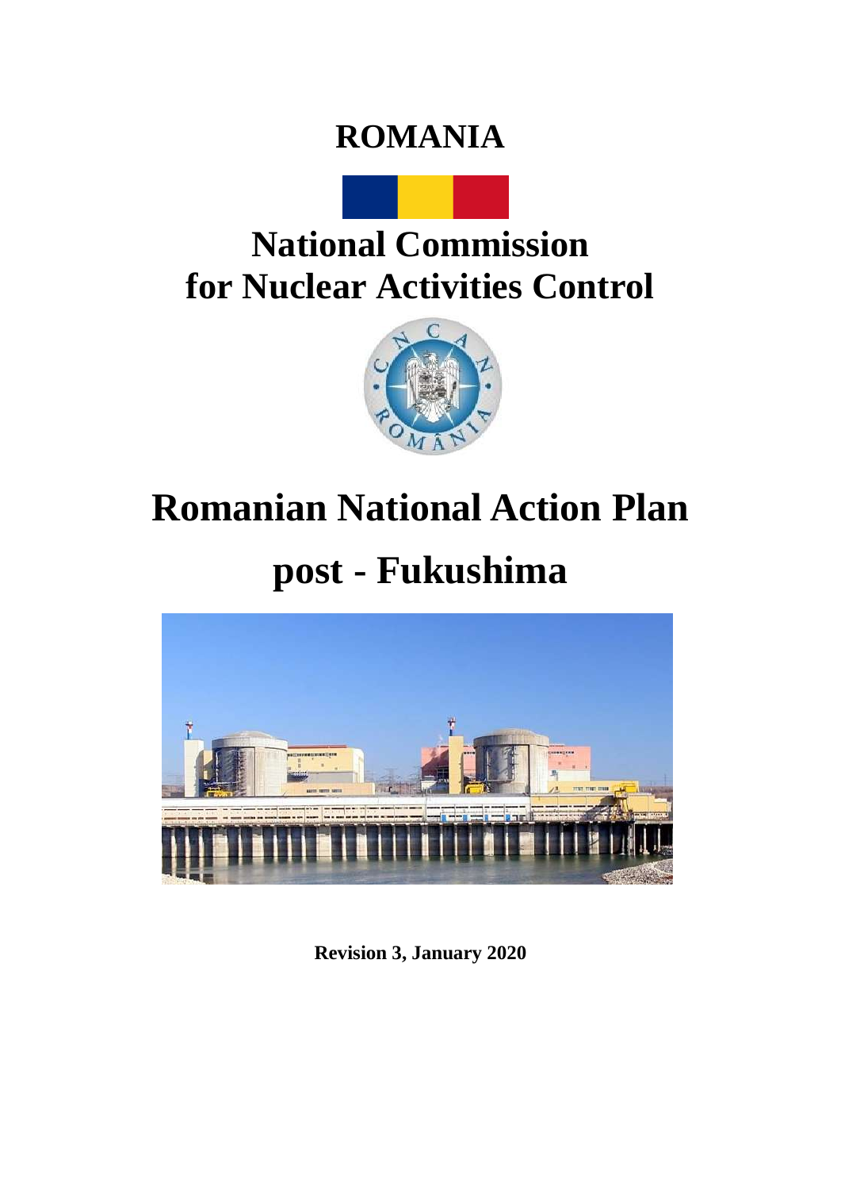# ROMANIA

# National Commission for Nuclear Activities Control

# Romanian National Action Plan post - Fukushima

**Revision 3, January 2020**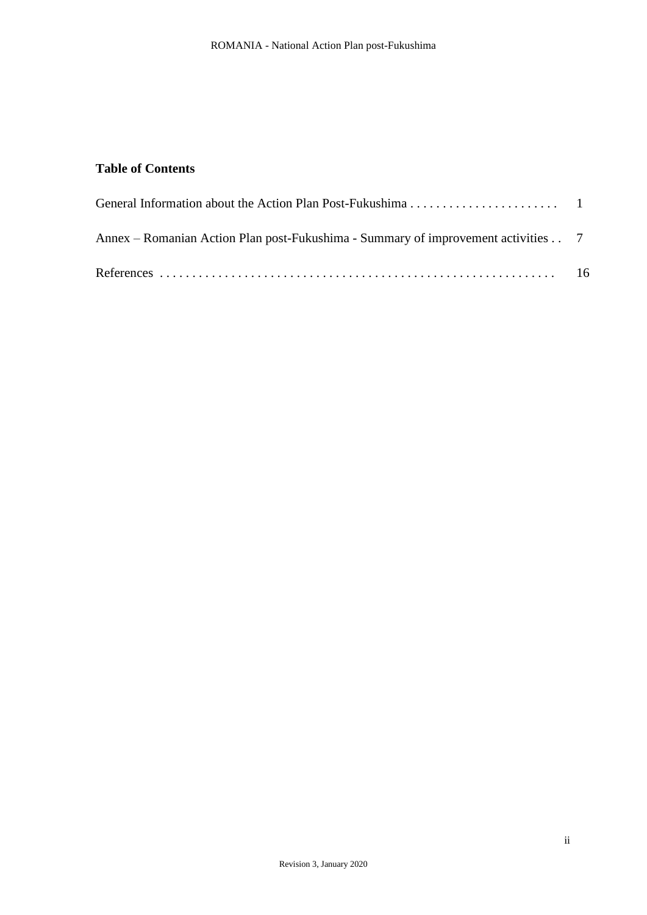## Table of Contents

General Information about the Action Plan Post-Fukushima . . . . . . . . . . . . . . . . . . . . . . . 1

Annex – Romanian Action Plan post-Fukushima - Summary of improvement activities . . 7

References . . . . . . . . . . . . . . . . . . . . . . . . . . . . . . . . . . . . . . . . . . . . . . . . . . . . . . . . . . . . 16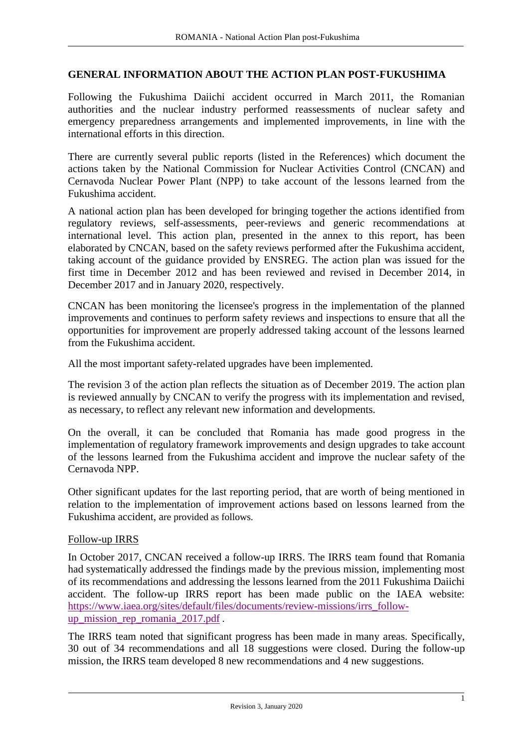## GENERAL INFORMATION ABOUT THE ACTION PLAN POST-FUKUSHIMA

Following the Fukushima Daiichi accident occurred in March 2011, the Romanian authorities and the nuclear industry performed reassessments of nuclear safety and emergency preparedness arrangements and implemented improvements, in line with the international efforts in this direction.

There are currently several public reports (listed in the References) which document the actions taken by the National Commission for Nuclear Activities Control (CNCAN) and Cernavoda Nuclear Power Plant (NPP) to take account of the lessons learned from the Fukushima accident.

A national action plan has been developed for bringing together the actions identified from regulatory reviews, self-assessments, peer-reviews and generic recommendations at international level. This action plan, presented in the annex to this report, has been elaborated by CNCAN, based on the safety reviews performed after the Fukushima accident, taking account of the guidance provided by ENSREG. The action plan was issued for the first time in December 2012 and has been reviewed and revised in December 2014, in December 2017 and in January 2020, respectively.

CNCAN has been monitoring the licensee's progress in the implementation of the planned improvements and continues to perform safety reviews and inspections to ensure that all the opportunities for improvement are properly addressed taking account of the lessons learned from the Fukushima accident.

All the most important safety-related upgrades have been implemented.

The revision 3 of the action plan reflects the situation as of December 2019. The action plan is reviewed annually by CNCAN to verify the progress with its implementation and revised, as necessary, to reflect any relevant new information and developments.

On the overall, it can be concluded that Romania has made good progress in the implementation of regulatory framework improvements and design upgrades to take account of the lessons learned from the Fukushima accident and improve the nuclear safety of the Cernavoda NPP.

Other significant updates for the last reporting period, that are worth of being mentioned in relation to the implementation of improvement actions based on lessons learned from the Fukushima accident, are provided as follows.

Follow-up IRRS

In October 2017, CNCAN received a follow-up IRRS. The IRRS team found that Romania had systematically addressed the findings made by the previous mission, implementing most of its recommendations and addressing the lessons learned from the 2011 Fukushima Daiichi accident. The follow-up IRRS report has been made public on the IAEA website: https://www.iaea.org/sites/default/files/documents/review-missions/irrs_follow-up_mission_rep_romania_2017.pdf .

The IRRS team noted that significant progress has been made in many areas. Specifically, 30 out of 34 recommendations and all 18 suggestions were closed. During the follow-up mission, the IRRS team developed 8 new recommendations and 4 new suggestions.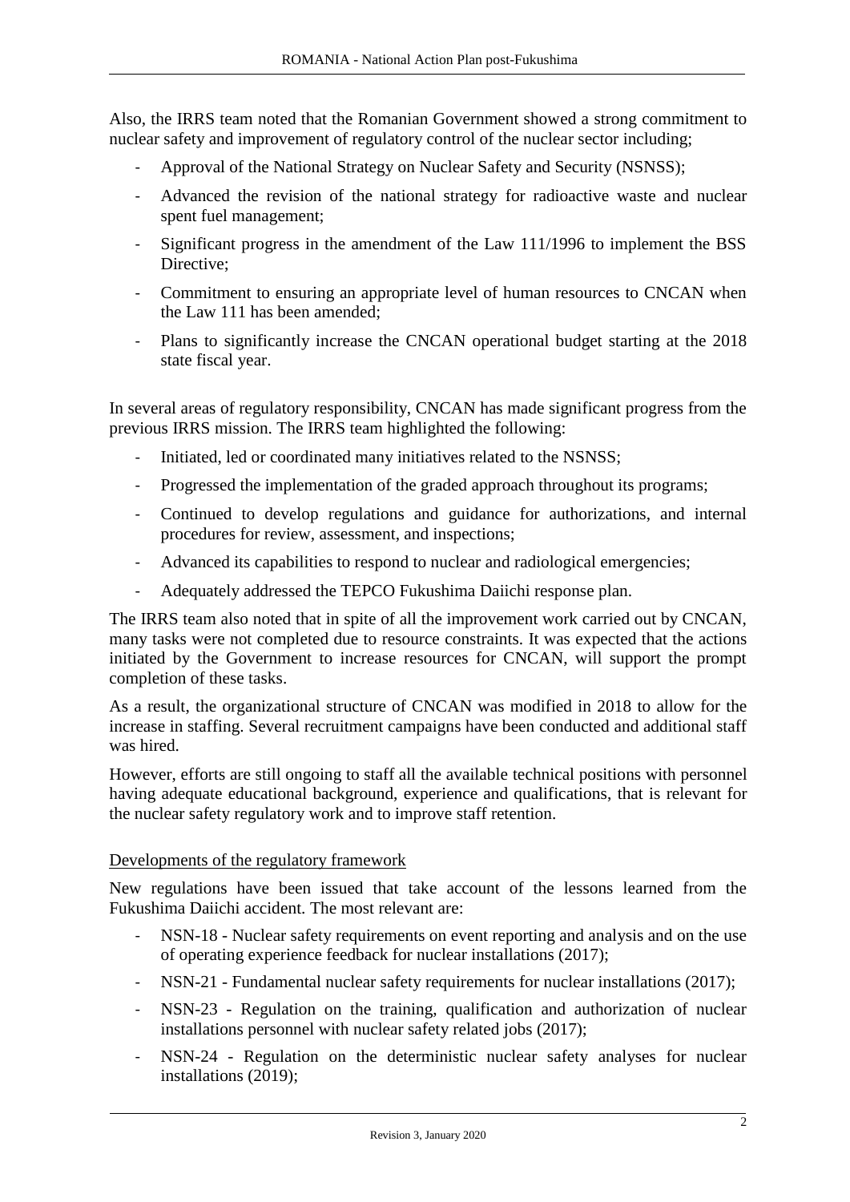Also, the IRRS team noted that the Romanian Government showed a strong commitment to nuclear safety and improvement of regulatory control of the nuclear sector including;

- Approval of the National Strategy on Nuclear Safety and Security (NSNSS);
- Advanced the revision of the national strategy for radioactive waste and nuclear spent fuel management;
- Significant progress in the amendment of the Law 111/1996 to implement the BSS Directive;
- Commitment to ensuring an appropriate level of human resources to CNCAN when the Law 111 has been amended;
- Plans to significantly increase the CNCAN operational budget starting at the 2018 state fiscal year.

In several areas of regulatory responsibility, CNCAN has made significant progress from the previous IRRS mission. The IRRS team highlighted the following:

- Initiated, led or coordinated many initiatives related to the NSNSS;
- Progressed the implementation of the graded approach throughout its programs;
- Continued to develop regulations and guidance for authorizations, and internal procedures for review, assessment, and inspections;
- Advanced its capabilities to respond to nuclear and radiological emergencies;
- Adequately addressed the TEPCO Fukushima Daiichi response plan.

The IRRS team also noted that in spite of all the improvement work carried out by CNCAN, many tasks were not completed due to resource constraints. It was expected that the actions initiated by the Government to increase resources for CNCAN, will support the prompt completion of these tasks.

As a result, the organizational structure of CNCAN was modified in 2018 to allow for the increase in staffing. Several recruitment campaigns have been conducted and additional staff was hired.

However, efforts are still ongoing to staff all the available technical positions with personnel having adequate educational background, experience and qualifications, that is relevant for the nuclear safety regulatory work and to improve staff retention.

<u>Developments of the regulatory framework</u>

New regulations have been issued that take account of the lessons learned from the Fukushima Daiichi accident. The most relevant are:

- NSN-18 - Nuclear safety requirements on event reporting and analysis and on the use of operating experience feedback for nuclear installations (2017);
- NSN-21 - Fundamental nuclear safety requirements for nuclear installations (2017);
- NSN-23 - Regulation on the training, qualification and authorization of nuclear installations personnel with nuclear safety related jobs (2017);
- NSN-24 - Regulation on the deterministic nuclear safety analyses for nuclear installations (2019);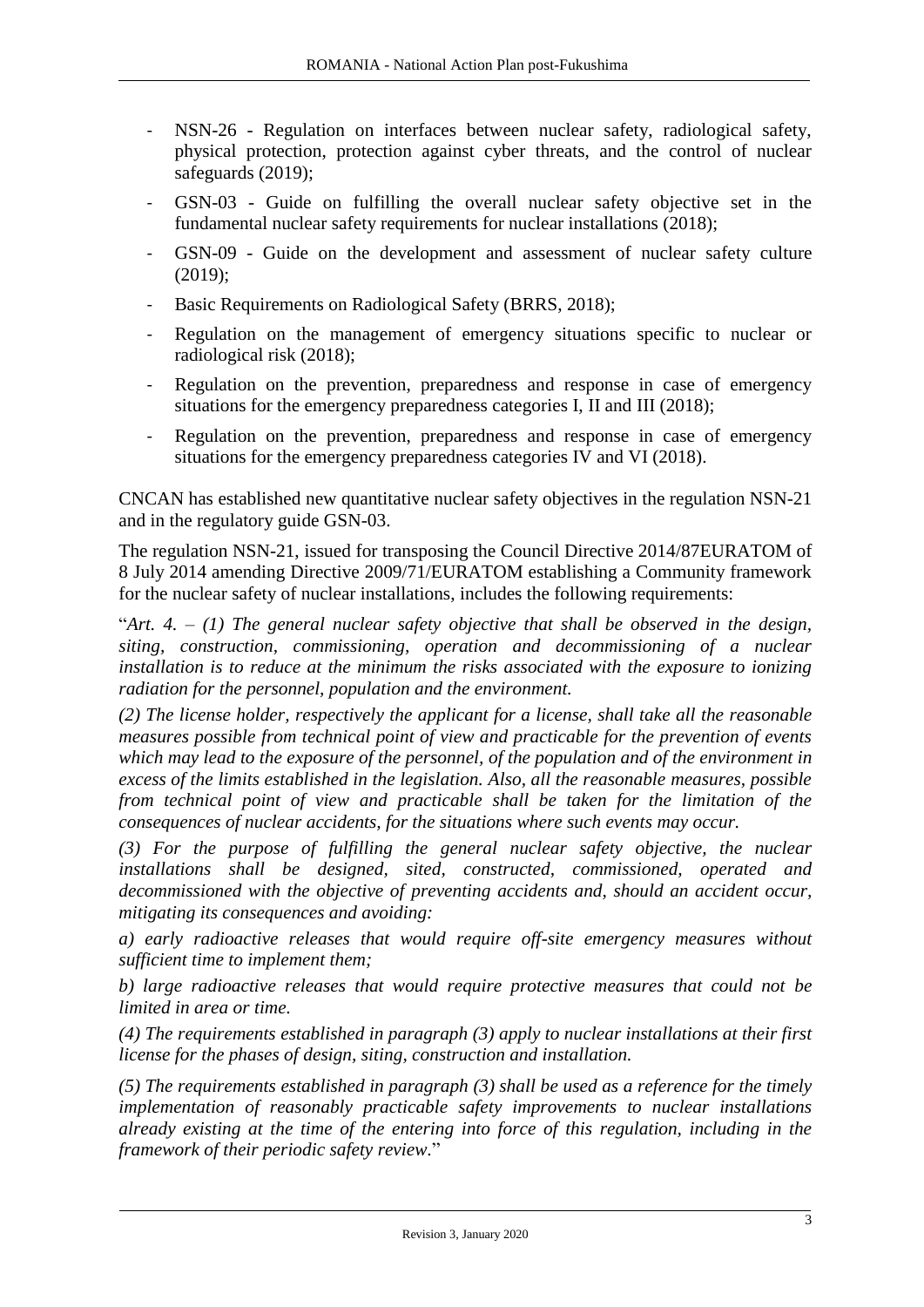- NSN-26 - Regulation on interfaces between nuclear safety, radiological safety, physical protection, protection against cyber threats, and the control of nuclear safeguards (2019);
- GSN-03 - Guide on fulfilling the overall nuclear safety objective set in the fundamental nuclear safety requirements for nuclear installations (2018);
- GSN-09 - Guide on the development and assessment of nuclear safety culture (2019);
- Basic Requirements on Radiological Safety (BRRS, 2018);
- Regulation on the management of emergency situations specific to nuclear or radiological risk (2018);
- Regulation on the prevention, preparedness and response in case of emergency situations for the emergency preparedness categories I, II and III (2018);
- Regulation on the prevention, preparedness and response in case of emergency situations for the emergency preparedness categories IV and VI (2018).

CNCAN has established new quantitative nuclear safety objectives in the regulation NSN-21 and in the regulatory guide GSN-03.

The regulation NSN-21, issued for transposing the Council Directive 2014/87EURATOM of 8 July 2014 amending Directive 2009/71/EURATOM establishing a Community framework for the nuclear safety of nuclear installations, includes the following requirements:

"*Art. 4. – (1) The general nuclear safety objective that shall be observed in the design, siting, construction, commissioning, operation and decommissioning of a nuclear installation is to reduce at the minimum the risks associated with the exposure to ionizing radiation for the personnel, population and the environment.*

*(2) The license holder, respectively the applicant for a license, shall take all the reasonable measures possible from technical point of view and practicable for the prevention of events which may lead to the exposure of the personnel, of the population and of the environment in excess of the limits established in the legislation. Also, all the reasonable measures, possible from technical point of view and practicable shall be taken for the limitation of the consequences of nuclear accidents, for the situations where such events may occur.*

*(3) For the purpose of fulfilling the general nuclear safety objective, the nuclear installations shall be designed, sited, constructed, commissioned, operated and decommissioned with the objective of preventing accidents and, should an accident occur, mitigating its consequences and avoiding:*

*a) early radioactive releases that would require off-site emergency measures without sufficient time to implement them;*

*b) large radioactive releases that would require protective measures that could not be limited in area or time.*

*(4) The requirements established in paragraph (3) apply to nuclear installations at their first license for the phases of design, siting, construction and installation.*

*(5) The requirements established in paragraph (3) shall be used as a reference for the timely implementation of reasonably practicable safety improvements to nuclear installations already existing at the time of the entering into force of this regulation, including in the framework of their periodic safety review.*"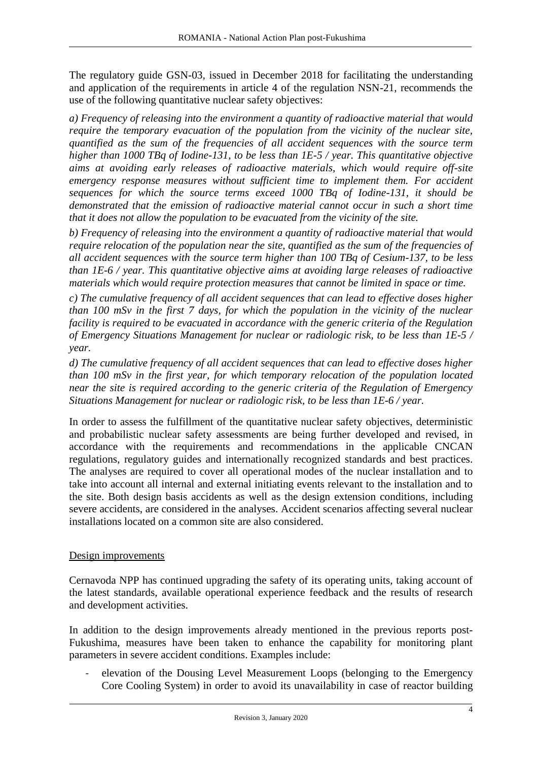The regulatory guide GSN-03, issued in December 2018 for facilitating the understanding and application of the requirements in article 4 of the regulation NSN-21, recommends the use of the following quantitative nuclear safety objectives:

*a) Frequency of releasing into the environment a quantity of radioactive material that would require the temporary evacuation of the population from the vicinity of the nuclear site, quantified as the sum of the frequencies of all accident sequences with the source term higher than 1000 TBq of Iodine-131, to be less than 1E-5 / year. This quantitative objective aims at avoiding early releases of radioactive materials, which would require off-site emergency response measures without sufficient time to implement them. For accident sequences for which the source terms exceed 1000 TBq of Iodine-131, it should be demonstrated that the emission of radioactive material cannot occur in such a short time that it does not allow the population to be evacuated from the vicinity of the site.*

*b) Frequency of releasing into the environment a quantity of radioactive material that would require relocation of the population near the site, quantified as the sum of the frequencies of all accident sequences with the source term higher than 100 TBq of Cesium-137, to be less than 1E-6 / year. This quantitative objective aims at avoiding large releases of radioactive materials which would require protection measures that cannot be limited in space or time.*

*c) The cumulative frequency of all accident sequences that can lead to effective doses higher than 100 mSv in the first 7 days, for which the population in the vicinity of the nuclear facility is required to be evacuated in accordance with the generic criteria of the Regulation of Emergency Situations Management for nuclear or radiologic risk, to be less than 1E-5 / year.*

*d) The cumulative frequency of all accident sequences that can lead to effective doses higher than 100 mSv in the first year, for which temporary relocation of the population located near the site is required according to the generic criteria of the Regulation of Emergency Situations Management for nuclear or radiologic risk, to be less than 1E-6 / year.*

In order to assess the fulfillment of the quantitative nuclear safety objectives, deterministic and probabilistic nuclear safety assessments are being further developed and revised, in accordance with the requirements and recommendations in the applicable CNCAN regulations, regulatory guides and internationally recognized standards and best practices. The analyses are required to cover all operational modes of the nuclear installation and to take into account all internal and external initiating events relevant to the installation and to the site. Both design basis accidents as well as the design extension conditions, including severe accidents, are considered in the analyses. Accident scenarios affecting several nuclear installations located on a common site are also considered.

<u>Design improvements</u>

Cernavoda NPP has continued upgrading the safety of its operating units, taking account of the latest standards, available operational experience feedback and the results of research and development activities.

In addition to the design improvements already mentioned in the previous reports post-Fukushima, measures have been taken to enhance the capability for monitoring plant parameters in severe accident conditions. Examples include:

- elevation of the Dousing Level Measurement Loops (belonging to the Emergency Core Cooling System) in order to avoid its unavailability in case of reactor building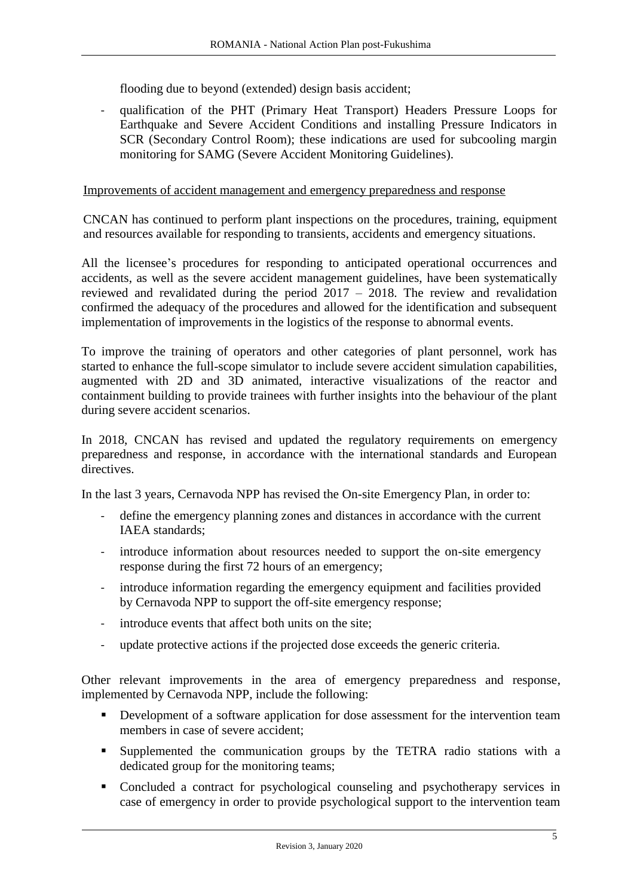flooding due to beyond (extended) design basis accident;

- qualification of the PHT (Primary Heat Transport) Headers Pressure Loops for Earthquake and Severe Accident Conditions and installing Pressure Indicators in SCR (Secondary Control Room); these indications are used for subcooling margin monitoring for SAMG (Severe Accident Monitoring Guidelines).

Improvements of accident management and emergency preparedness and response

CNCAN has continued to perform plant inspections on the procedures, training, equipment and resources available for responding to transients, accidents and emergency situations.

All the licensee's procedures for responding to anticipated operational occurrences and accidents, as well as the severe accident management guidelines, have been systematically reviewed and revalidated during the period 2017 – 2018. The review and revalidation confirmed the adequacy of the procedures and allowed for the identification and subsequent implementation of improvements in the logistics of the response to abnormal events.

To improve the training of operators and other categories of plant personnel, work has started to enhance the full-scope simulator to include severe accident simulation capabilities, augmented with 2D and 3D animated, interactive visualizations of the reactor and containment building to provide trainees with further insights into the behaviour of the plant during severe accident scenarios.

In 2018, CNCAN has revised and updated the regulatory requirements on emergency preparedness and response, in accordance with the international standards and European directives.

In the last 3 years, Cernavoda NPP has revised the On-site Emergency Plan, in order to:

- define the emergency planning zones and distances in accordance with the current IAEA standards;
- introduce information about resources needed to support the on-site emergency response during the first 72 hours of an emergency;
- introduce information regarding the emergency equipment and facilities provided by Cernavoda NPP to support the off-site emergency response;
- introduce events that affect both units on the site;
- update protective actions if the projected dose exceeds the generic criteria.

Other relevant improvements in the area of emergency preparedness and response, implemented by Cernavoda NPP, include the following:

- Development of a software application for dose assessment for the intervention team members in case of severe accident;
- Supplemented the communication groups by the TETRA radio stations with a dedicated group for the monitoring teams;
- Concluded a contract for psychological counseling and psychotherapy services in case of emergency in order to provide psychological support to the intervention team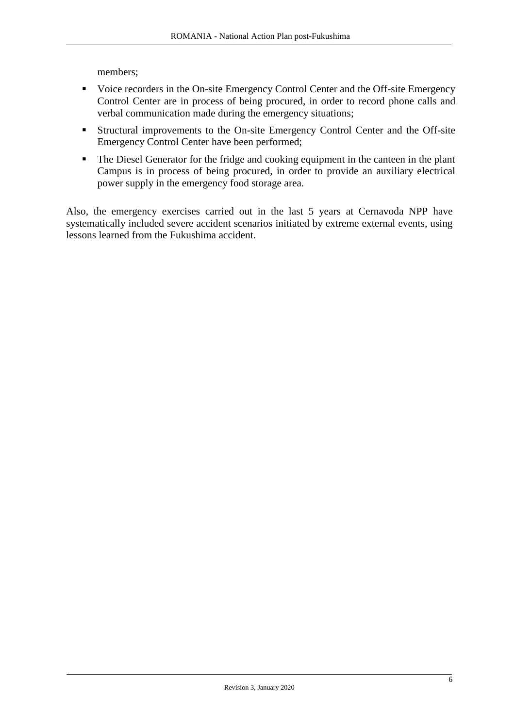members;

- Voice recorders in the On-site Emergency Control Center and the Off-site Emergency Control Center are in process of being procured, in order to record phone calls and verbal communication made during the emergency situations;
- Structural improvements to the On-site Emergency Control Center and the Off-site Emergency Control Center have been performed;
- The Diesel Generator for the fridge and cooking equipment in the canteen in the plant Campus is in process of being procured, in order to provide an auxiliary electrical power supply in the emergency food storage area.

Also, the emergency exercises carried out in the last 5 years at Cernavoda NPP have systematically included severe accident scenarios initiated by extreme external events, using lessons learned from the Fukushima accident.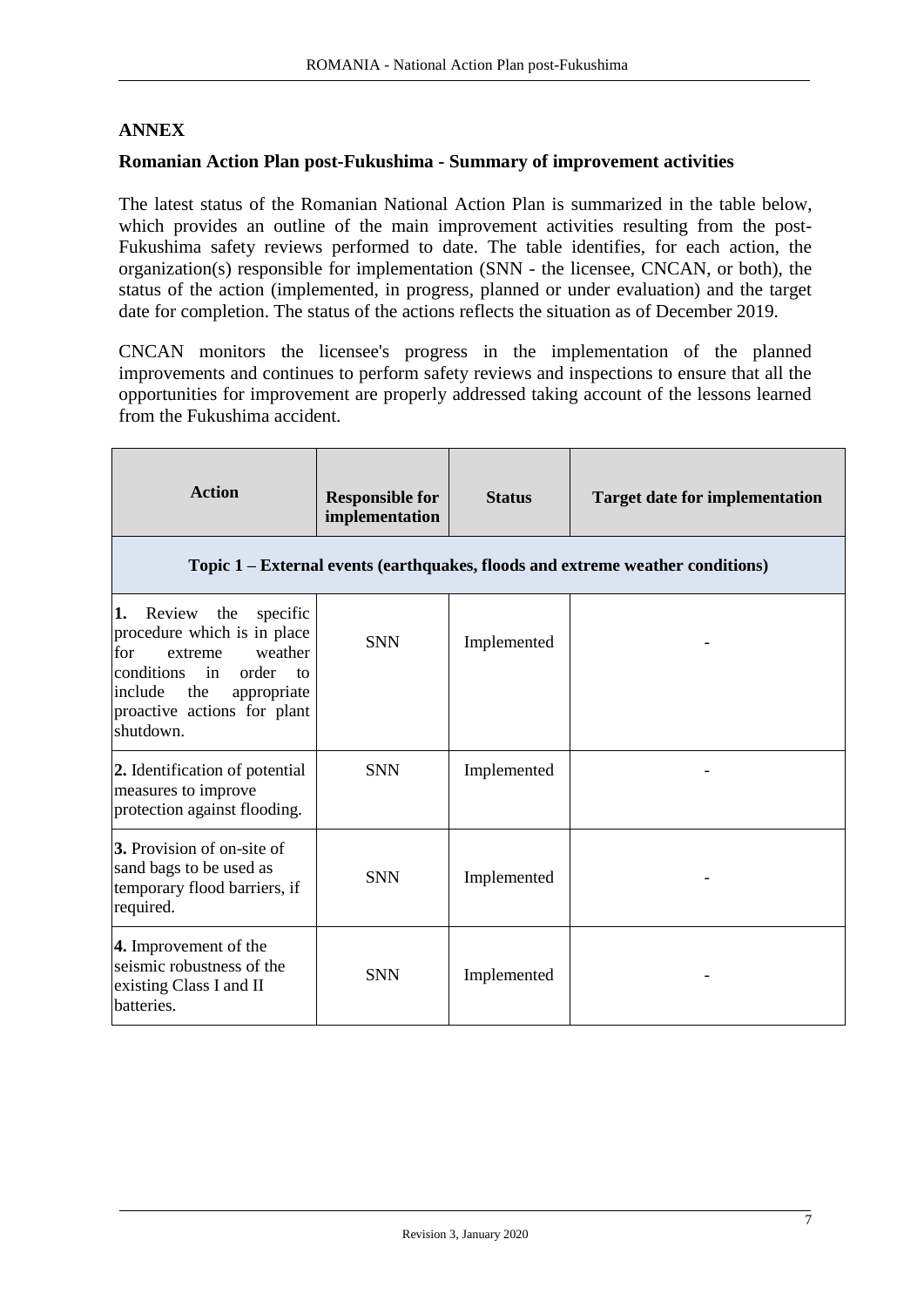## ANNEX

### Romanian Action Plan post-Fukushima - Summary of improvement activities

The latest status of the Romanian National Action Plan is summarized in the table below, which provides an outline of the main improvement activities resulting from the post-Fukushima safety reviews performed to date. The table identifies, for each action, the organization(s) responsible for implementation (SNN - the licensee, CNCAN, or both), the status of the action (implemented, in progress, planned or under evaluation) and the target date for completion. The status of the actions reflects the situation as of December 2019.

CNCAN monitors the licensee's progress in the implementation of the planned improvements and continues to perform safety reviews and inspections to ensure that all the opportunities for improvement are properly addressed taking account of the lessons learned from the Fukushima accident.

| Action | Responsible for implementation | Status | Target date for implementation |
|---|---|---|---|
| **Topic 1 – External events (earthquakes, floods and extreme weather conditions)** | | | |
| **1.** Review the specific procedure which is in place for extreme weather conditions in order to include the appropriate proactive actions for plant shutdown. | SNN | Implemented | - |
| **2.** Identification of potential measures to improve protection against flooding. | SNN | Implemented | - |
| **3.** Provision of on-site of sand bags to be used as temporary flood barriers, if required. | SNN | Implemented | - |
| **4.** Improvement of the seismic robustness of the existing Class I and II batteries. | SNN | Implemented | - |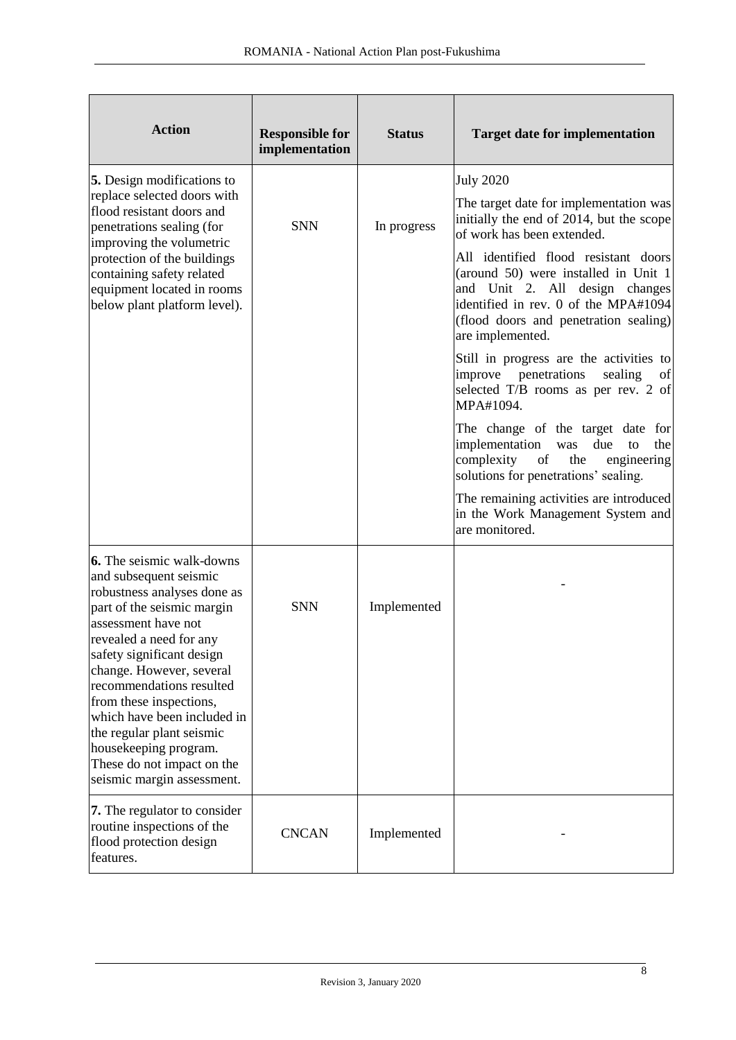| Action | Responsible for implementation | Status | Target date for implementation |
|---|---|---|---|
| **5.** Design modifications to replace selected doors with flood resistant doors and penetrations sealing (for improving the volumetric protection of the buildings containing safety related equipment located in rooms below plant platform level). | SNN | In progress | July 2020<br><br>The target date for implementation was initially the end of 2014, but the scope of work has been extended.<br><br>All identified flood resistant doors (around 50) were installed in Unit 1 and Unit 2. All design changes identified in rev. 0 of the MPA#1094 (flood doors and penetration sealing) are implemented.<br><br>Still in progress are the activities to improve penetrations sealing of selected T/B rooms as per rev. 2 of MPA#1094.<br><br>The change of the target date for implementation was due to the complexity of the engineering solutions for penetrations' sealing.<br><br>The remaining activities are introduced in the Work Management System and are monitored. |
| **6.** The seismic walk-downs and subsequent seismic robustness analyses done as part of the seismic margin assessment have not revealed a need for any safety significant design change. However, several recommendations resulted from these inspections, which have been included in the regular plant seismic housekeeping program. These do not impact on the seismic margin assessment. | SNN | Implemented | - |
| **7.** The regulator to consider routine inspections of the flood protection design features. | CNCAN | Implemented | - |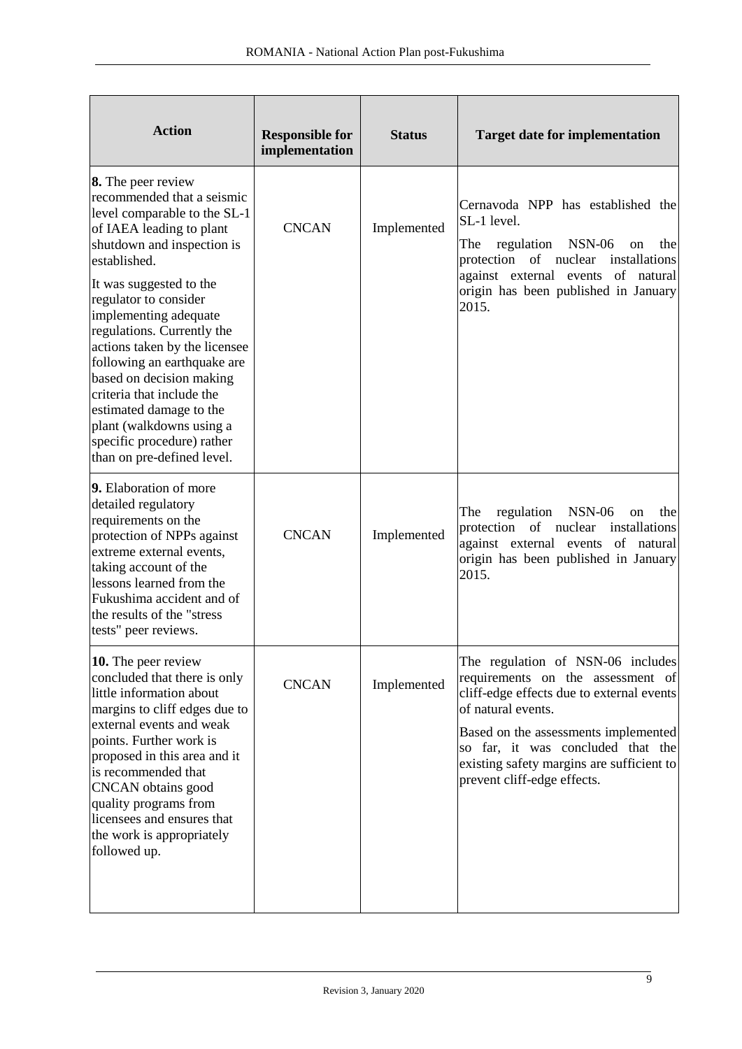| Action | Responsible for implementation | Status | Target date for implementation |
|---|---|---|---|
| **8.** The peer review recommended that a seismic level comparable to the SL-1 of IAEA leading to plant shutdown and inspection is established.<br><br>It was suggested to the regulator to consider implementing adequate regulations. Currently the actions taken by the licensee following an earthquake are based on decision making criteria that include the estimated damage to the plant (walkdowns using a specific procedure) rather than on pre-defined level. | CNCAN | Implemented | Cernavoda NPP has established the SL-1 level.<br><br>The regulation NSN-06 on the protection of nuclear installations against external events of natural origin has been published in January 2015. |
| **9.** Elaboration of more detailed regulatory requirements on the protection of NPPs against extreme external events, taking account of the lessons learned from the Fukushima accident and of the results of the "stress tests" peer reviews. | CNCAN | Implemented | The regulation NSN-06 on the protection of nuclear installations against external events of natural origin has been published in January 2015. |
| **10.** The peer review concluded that there is only little information about margins to cliff edges due to external events and weak points. Further work is proposed in this area and it is recommended that CNCAN obtains good quality programs from licensees and ensures that the work is appropriately followed up. | CNCAN | Implemented | The regulation of NSN-06 includes requirements on the assessment of cliff-edge effects due to external events of natural events.<br><br>Based on the assessments implemented so far, it was concluded that the existing safety margins are sufficient to prevent cliff-edge effects. |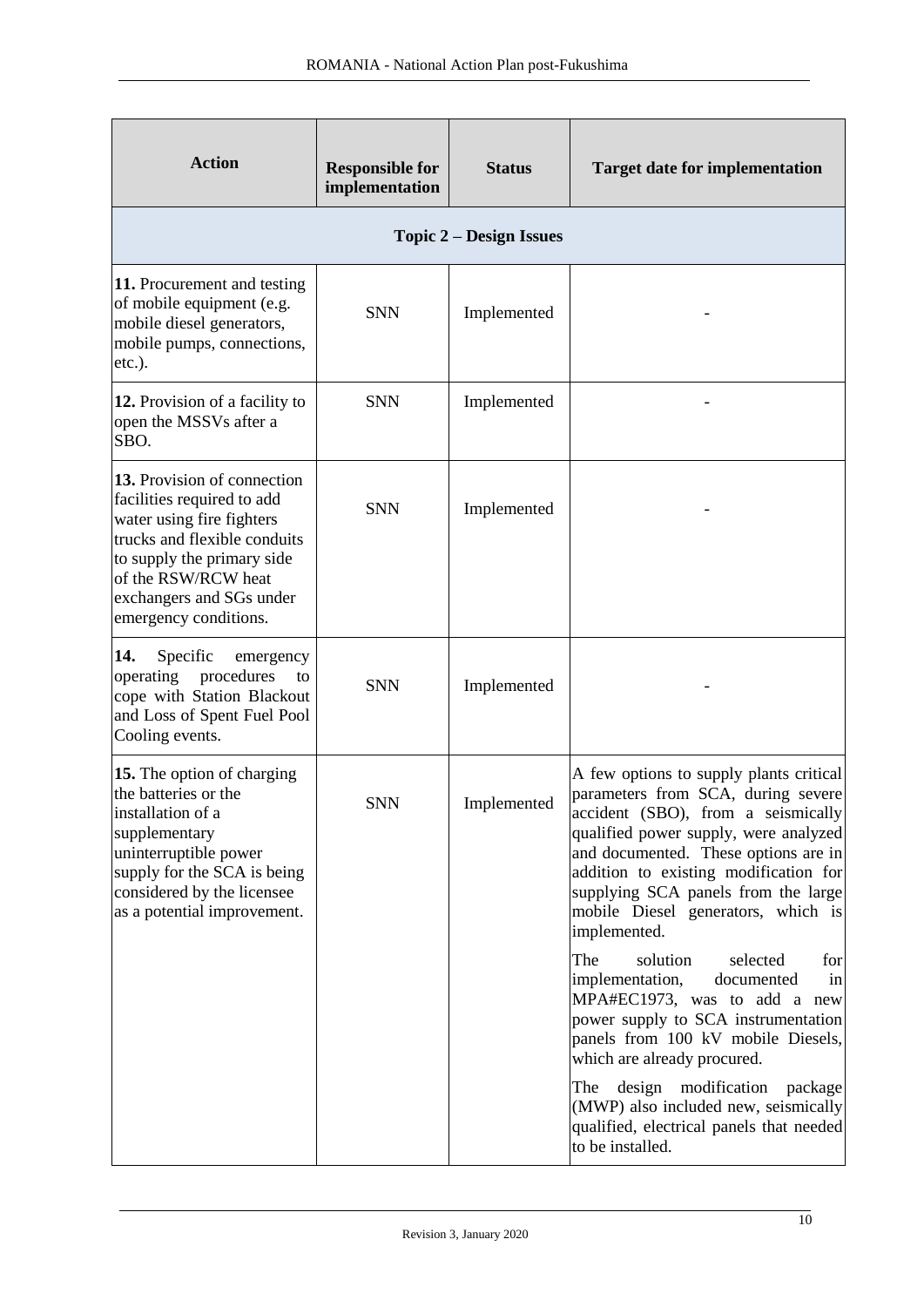| Action | Responsible for implementation | Status | Target date for implementation |
|---|---|---|---|
| **Topic 2 – Design Issues** | | | |
| **11.** Procurement and testing of mobile equipment (e.g. mobile diesel generators, mobile pumps, connections, etc.). | SNN | Implemented | - |
| **12.** Provision of a facility to open the MSSVs after a SBO. | SNN | Implemented | - |
| **13.** Provision of connection facilities required to add water using fire fighters trucks and flexible conduits to supply the primary side of the RSW/RCW heat exchangers and SGs under emergency conditions. | SNN | Implemented | - |
| **14.** Specific emergency operating procedures to cope with Station Blackout and Loss of Spent Fuel Pool Cooling events. | SNN | Implemented | - |
| **15.** The option of charging the batteries or the installation of a supplementary uninterruptible power supply for the SCA is being considered by the licensee as a potential improvement. | SNN | Implemented | A few options to supply plants critical parameters from SCA, during severe accident (SBO), from a seismically qualified power supply, were analyzed and documented. These options are in addition to existing modification for supplying SCA panels from the large mobile Diesel generators, which is implemented.<br><br>The solution selected for implementation, documented in MPA#EC1973, was to add a new power supply to SCA instrumentation panels from 100 kV mobile Diesels, which are already procured.<br><br>The design modification package (MWP) also included new, seismically qualified, electrical panels that needed to be installed. |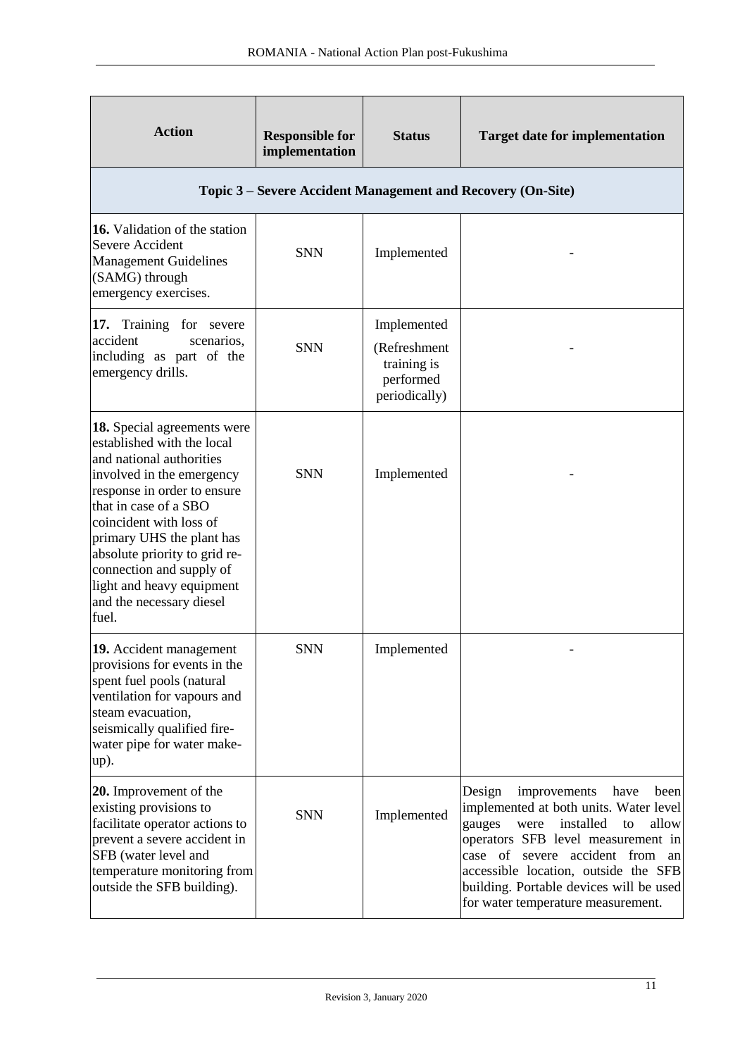| Action | Responsible for implementation | Status | Target date for implementation |
|---|---|---|---|
| **Topic 3 – Severe Accident Management and Recovery (On-Site)** | | | |
| **16.** Validation of the station Severe Accident Management Guidelines (SAMG) through emergency exercises. | SNN | Implemented | - |
| **17.** Training for severe accident scenarios, including as part of the emergency drills. | SNN | Implemented (Refreshment training is performed periodically) | - |
| **18.** Special agreements were established with the local and national authorities involved in the emergency response in order to ensure that in case of a SBO coincident with loss of primary UHS the plant has absolute priority to grid re-connection and supply of light and heavy equipment and the necessary diesel fuel. | SNN | Implemented | - |
| **19.** Accident management provisions for events in the spent fuel pools (natural ventilation for vapours and steam evacuation, seismically qualified fire-water pipe for water make-up). | SNN | Implemented | - |
| **20.** Improvement of the existing provisions to facilitate operator actions to prevent a severe accident in SFB (water level and temperature monitoring from outside the SFB building). | SNN | Implemented | Design improvements have been implemented at both units. Water level gauges were installed to allow operators SFB level measurement in case of severe accident from an accessible location, outside the SFB building. Portable devices will be used for water temperature measurement. |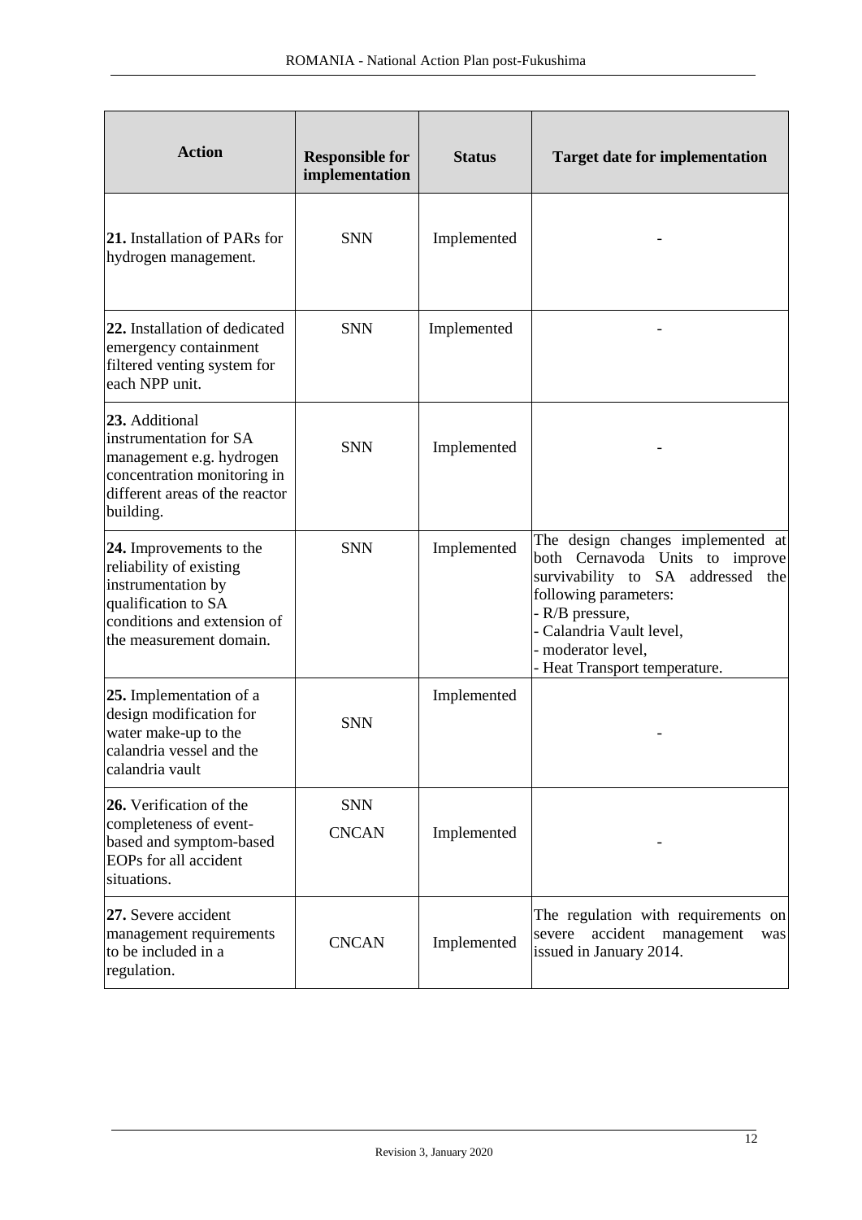| Action | Responsible for implementation | Status | Target date for implementation |
|---|---|---|---|
| **21.** Installation of PARs for hydrogen management. | SNN | Implemented | - |
| **22.** Installation of dedicated emergency containment filtered venting system for each NPP unit. | SNN | Implemented | - |
| **23.** Additional instrumentation for SA management e.g. hydrogen concentration monitoring in different areas of the reactor building. | SNN | Implemented | - |
| **24.** Improvements to the reliability of existing instrumentation by qualification to SA conditions and extension of the measurement domain. | SNN | Implemented | The design changes implemented at both Cernavoda Units to improve survivability to SA addressed the following parameters:<br>- R/B pressure,<br>- Calandria Vault level,<br>- moderator level,<br>- Heat Transport temperature. |
| **25.** Implementation of a design modification for water make-up to the calandria vessel and the calandria vault | SNN | Implemented | - |
| **26.** Verification of the completeness of event-based and symptom-based EOPs for all accident situations. | SNN<br>CNCAN | Implemented | - |
| **27.** Severe accident management requirements to be included in a regulation. | CNCAN | Implemented | The regulation with requirements on severe accident management was issued in January 2014. |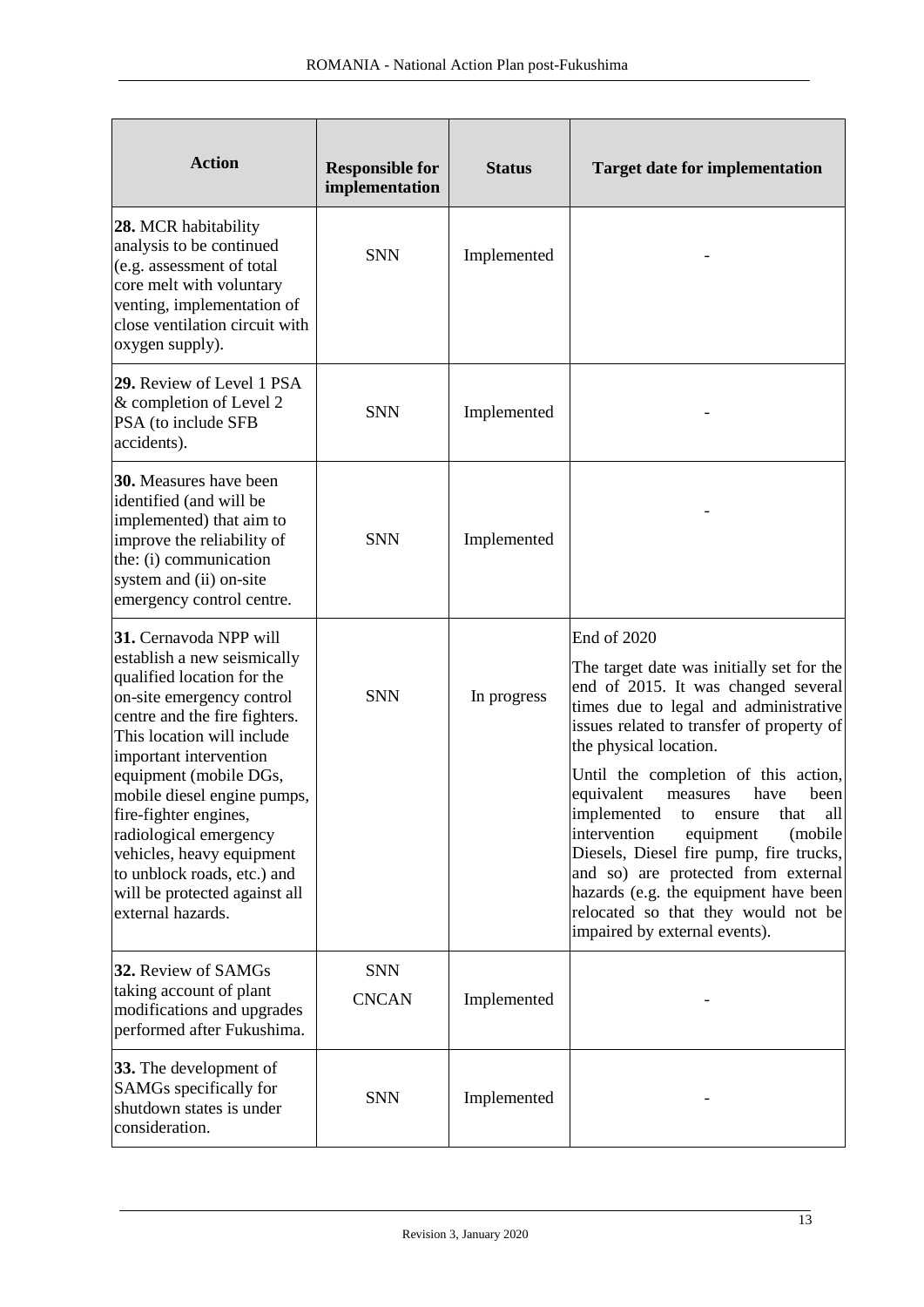| Action | Responsible for implementation | Status | Target date for implementation |
|---|---|---|---|
| **28.** MCR habitability analysis to be continued (e.g. assessment of total core melt with voluntary venting, implementation of close ventilation circuit with oxygen supply). | SNN | Implemented | - |
| **29.** Review of Level 1 PSA & completion of Level 2 PSA (to include SFB accidents). | SNN | Implemented | - |
| **30.** Measures have been identified (and will be implemented) that aim to improve the reliability of the: (i) communication system and (ii) on-site emergency control centre. | SNN | Implemented | - |
| **31.** Cernavoda NPP will establish a new seismically qualified location for the on-site emergency control centre and the fire fighters. This location will include important intervention equipment (mobile DGs, mobile diesel engine pumps, fire-fighter engines, radiological emergency vehicles, heavy equipment to unblock roads, etc.) and will be protected against all external hazards. | SNN | In progress | End of 2020<br><br>The target date was initially set for the end of 2015. It was changed several times due to legal and administrative issues related to transfer of property of the physical location.<br><br>Until the completion of this action, equivalent measures have been implemented to ensure that all intervention equipment (mobile Diesels, Diesel fire pump, fire trucks, and so) are protected from external hazards (e.g. the equipment have been relocated so that they would not be impaired by external events). |
| **32.** Review of SAMGs taking account of plant modifications and upgrades performed after Fukushima. | SNN<br>CNCAN | Implemented | - |
| **33.** The development of SAMGs specifically for shutdown states is under consideration. | SNN | Implemented | - |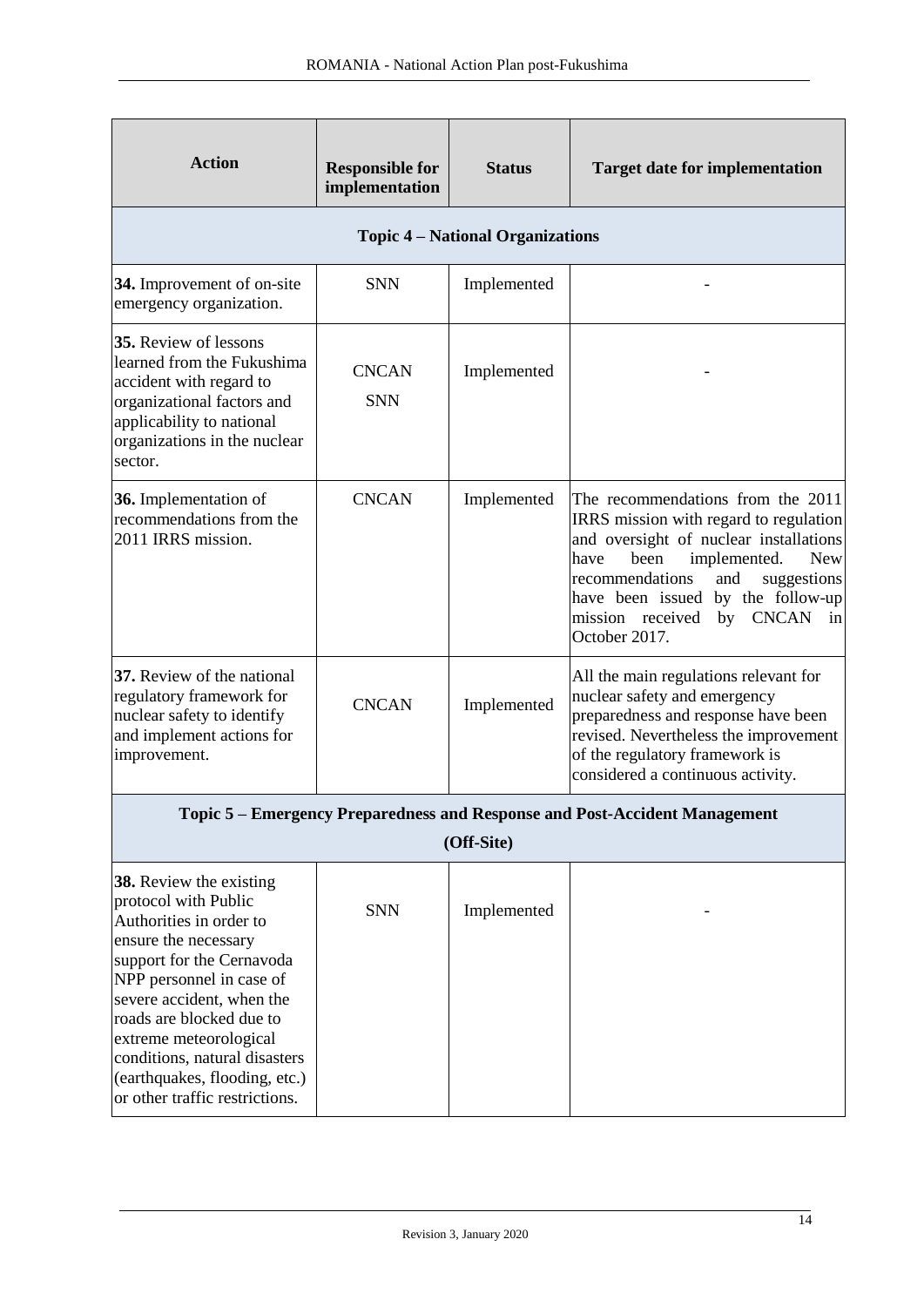| Action | Responsible for implementation | Status | Target date for implementation |
|---|---|---|---|
| **Topic 4 – National Organizations** | | | |
| **34.** Improvement of on-site emergency organization. | SNN | Implemented | - |
| **35.** Review of lessons learned from the Fukushima accident with regard to organizational factors and applicability to national organizations in the nuclear sector. | CNCAN<br>SNN | Implemented | - |
| **36.** Implementation of recommendations from the 2011 IRRS mission. | CNCAN | Implemented | The recommendations from the 2011 IRRS mission with regard to regulation and oversight of nuclear installations have been implemented. New recommendations and suggestions have been issued by the follow-up mission received by CNCAN in October 2017. |
| **37.** Review of the national regulatory framework for nuclear safety to identify and implement actions for improvement. | CNCAN | Implemented | All the main regulations relevant for nuclear safety and emergency preparedness and response have been revised. Nevertheless the improvement of the regulatory framework is considered a continuous activity. |
| **Topic 5 – Emergency Preparedness and Response and Post-Accident Management (Off-Site)** | | | |
| **38.** Review the existing protocol with Public Authorities in order to ensure the necessary support for the Cernavoda NPP personnel in case of severe accident, when the roads are blocked due to extreme meteorological conditions, natural disasters (earthquakes, flooding, etc.) or other traffic restrictions. | SNN | Implemented | - |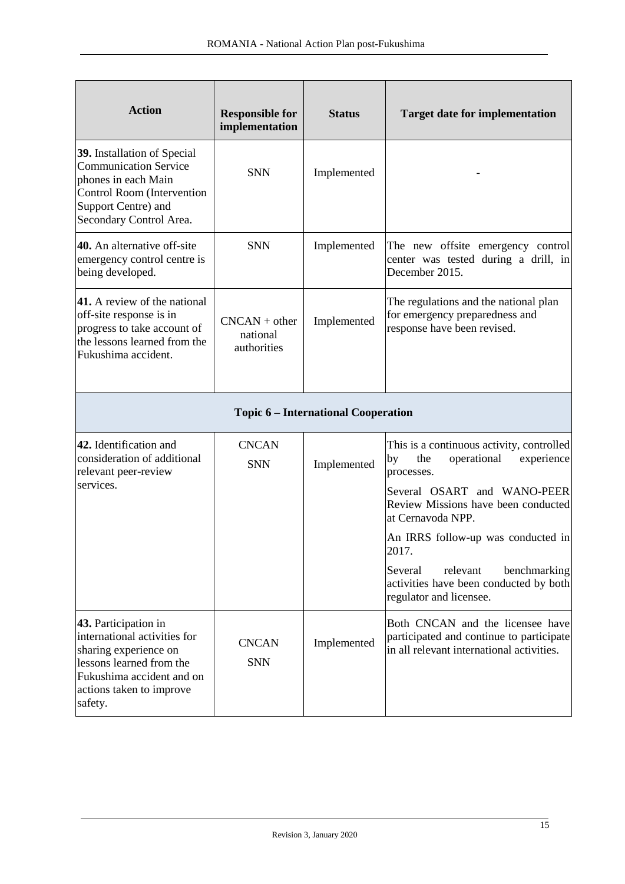| Action | Responsible for implementation | Status | Target date for implementation |
|---|---|---|---|
| **39.** Installation of Special Communication Service phones in each Main Control Room (Intervention Support Centre) and Secondary Control Area. | SNN | Implemented | - |
| **40.** An alternative off-site emergency control centre is being developed. | SNN | Implemented | The new offsite emergency control center was tested during a drill, in December 2015. |
| **41.** A review of the national off-site response is in progress to take account of the lessons learned from the Fukushima accident. | CNCAN + other national authorities | Implemented | The regulations and the national plan for emergency preparedness and response have been revised. |
| **Topic 6 – International Cooperation** | | | |
| **42.** Identification and consideration of additional relevant peer-review services. | CNCAN<br>SNN | Implemented | This is a continuous activity, controlled by the operational experience processes.<br>Several OSART and WANO-PEER Review Missions have been conducted at Cernavoda NPP.<br>An IRRS follow-up was conducted in 2017.<br>Several relevant benchmarking activities have been conducted by both regulator and licensee. |
| **43.** Participation in international activities for sharing experience on lessons learned from the Fukushima accident and on actions taken to improve safety. | CNCAN<br>SNN | Implemented | Both CNCAN and the licensee have participated and continue to participate in all relevant international activities. |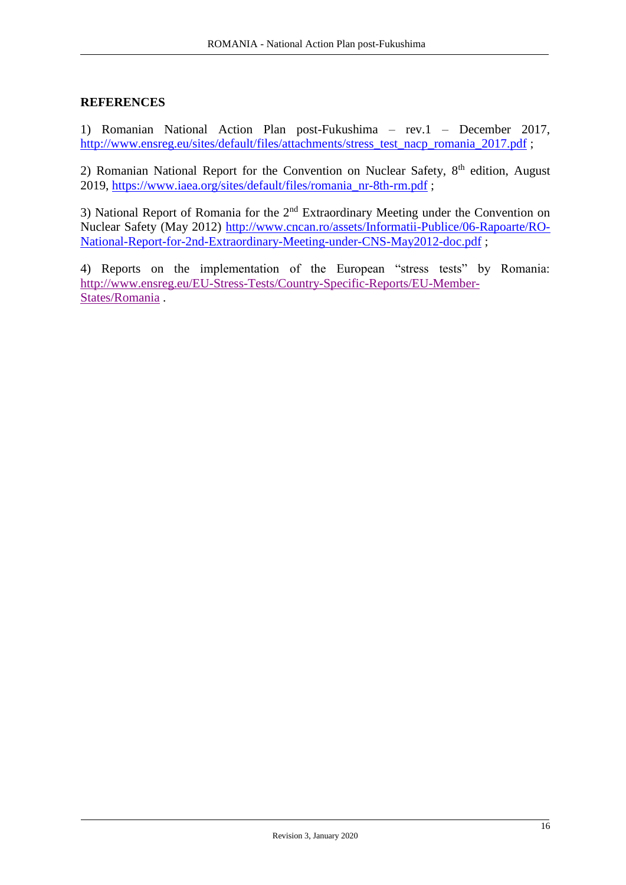## REFERENCES

1) Romanian National Action Plan post-Fukushima – rev.1 – December 2017, http://www.ensreg.eu/sites/default/files/attachments/stress_test_nacp_romania_2017.pdf ;

2) Romanian National Report for the Convention on Nuclear Safety, 8th edition, August 2019, https://www.iaea.org/sites/default/files/romania_nr-8th-rm.pdf ;

3) National Report of Romania for the 2nd Extraordinary Meeting under the Convention on Nuclear Safety (May 2012) http://www.cncan.ro/assets/Informatii-Publice/06-Rapoarte/RO-National-Report-for-2nd-Extraordinary-Meeting-under-CNS-May2012-doc.pdf ;

4) Reports on the implementation of the European "stress tests" by Romania: http://www.ensreg.eu/EU-Stress-Tests/Country-Specific-Reports/EU-Member-States/Romania .